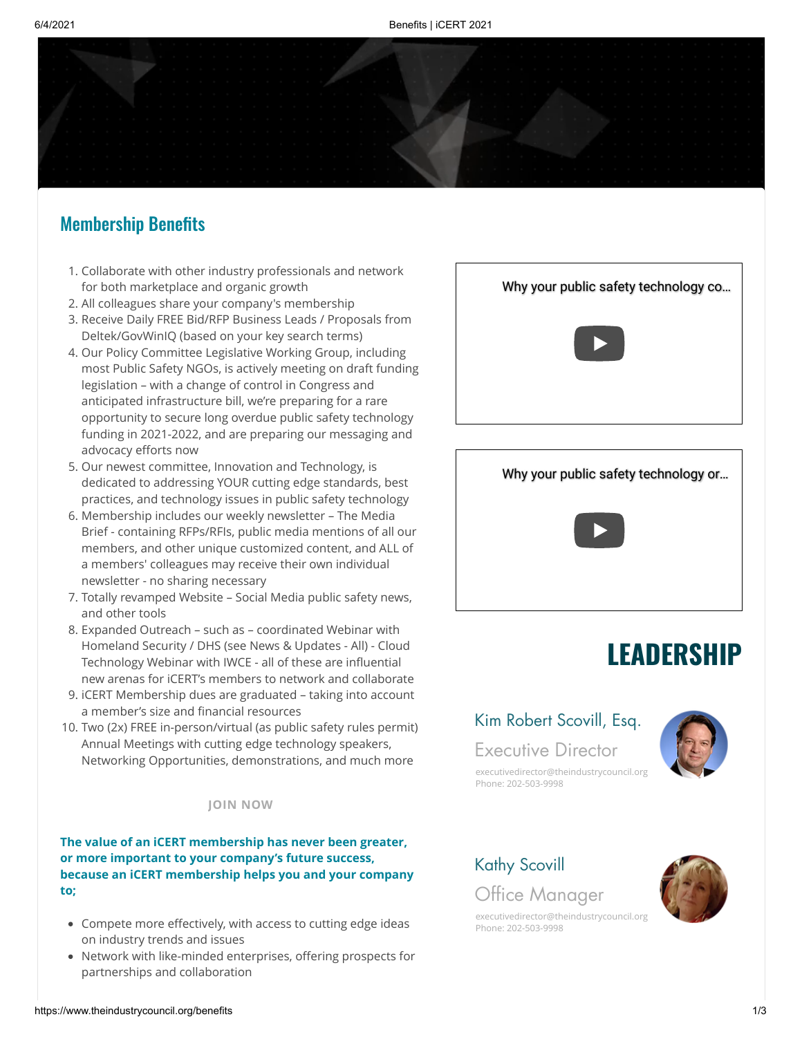## Membership Benefits

1. Collaborate with other industry professionals and network for both marketplace and organic growth
2. All colleagues share your company's membership
3. Receive Daily FREE Bid/RFP Business Leads / Proposals from Deltek/GovWinIQ (based on your key search terms)
4. Our Policy Committee Legislative Working Group, including most Public Safety NGOs, is actively meeting on draft funding legislation – with a change of control in Congress and anticipated infrastructure bill, we're preparing for a rare opportunity to secure long overdue public safety technology funding in 2021-2022, and are preparing our messaging and advocacy efforts now
5. Our newest committee, Innovation and Technology, is dedicated to addressing YOUR cutting edge standards, best practices, and technology issues in public safety technology
6. Membership includes our weekly newsletter – The Media Brief - containing RFPs/RFIs, public media mentions of all our members, and other unique customized content, and ALL of a members' colleagues may receive their own individual newsletter - no sharing necessary
7. Totally revamped Website – Social Media public safety news, and other tools
8. Expanded Outreach – such as – coordinated Webinar with Homeland Security / DHS (see News & Updates - All) - Cloud Technology Webinar with IWCE - all of these are influential new arenas for iCERT's members to network and collaborate
9. iCERT Membership dues are graduated – taking into account a member's size and financial resources
10. Two (2x) FREE in-person/virtual (as public safety rules permit) Annual Meetings with cutting edge technology speakers, Networking Opportunities, demonstrations, and much more

JOIN NOW

**The value of an iCERT membership has never been greater, or more important to your company's future success, because an iCERT membership helps you and your company to;**

- Compete more effectively, with access to cutting edge ideas on industry trends and issues
- Network with like-minded enterprises, offering prospects for partnerships and collaboration

Why your public safety technology co...

Why your public safety technology or...

# LEADERSHIP

### Kim Robert Scovill, Esq.

Executive Director

executivedirector@theindustrycouncil.org
Phone: 202-503-9998

### Kathy Scovill

Office Manager

executivedirector@theindustrycouncil.org
Phone: 202-503-9998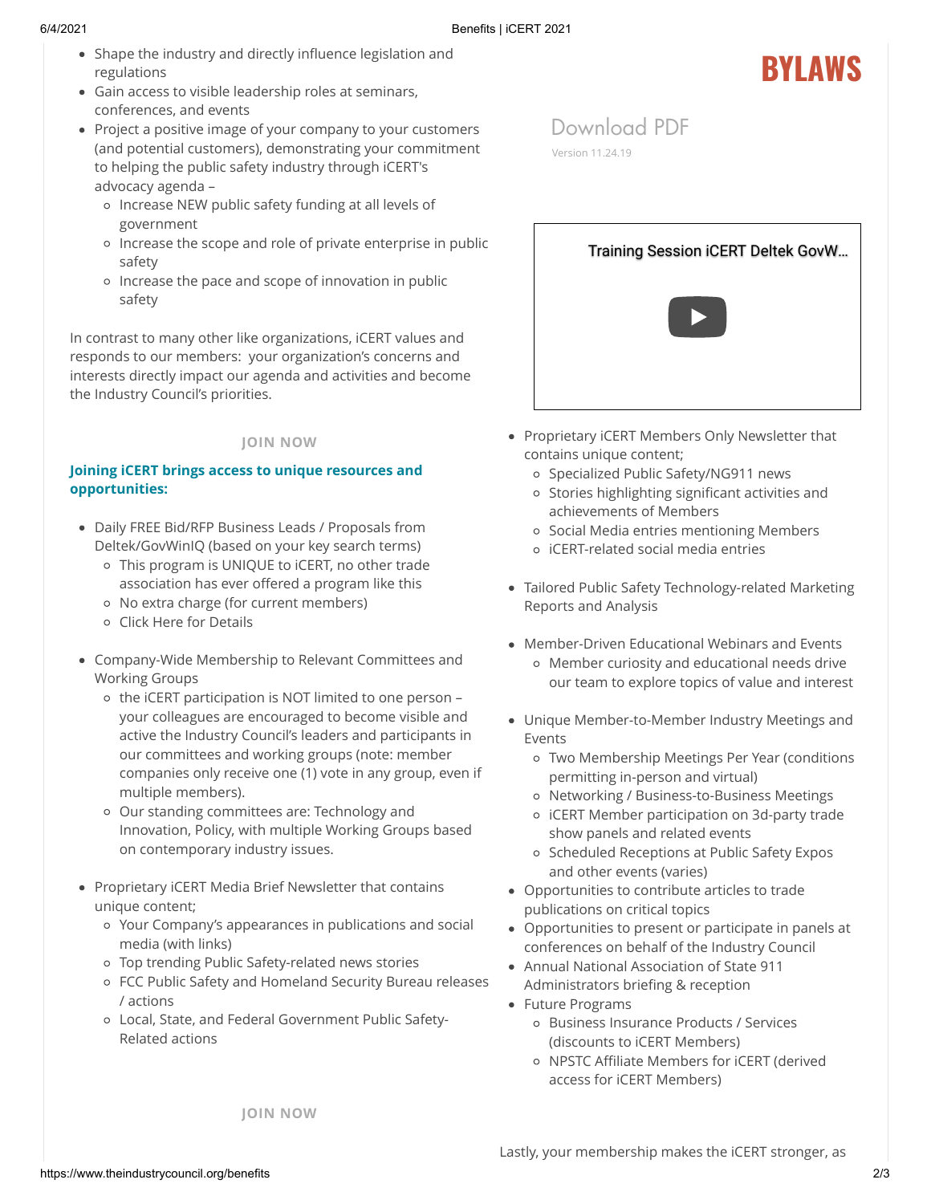- Shape the industry and directly influence legislation and regulations
- Gain access to visible leadership roles at seminars, conferences, and events
- Project a positive image of your company to your customers (and potential customers), demonstrating your commitment to helping the public safety industry through iCERT's advocacy agenda –
  - Increase NEW public safety funding at all levels of government
  - Increase the scope and role of private enterprise in public safety
  - Increase the pace and scope of innovation in public safety

In contrast to many other like organizations, iCERT values and responds to our members: your organization's concerns and interests directly impact our agenda and activities and become the Industry Council's priorities.

**JOIN NOW**

**Joining iCERT brings access to unique resources and opportunities:**

- Daily FREE Bid/RFP Business Leads / Proposals from Deltek/GovWinIQ (based on your key search terms)
  - This program is UNIQUE to iCERT, no other trade association has ever offered a program like this
  - No extra charge (for current members)
  - Click Here for Details
- Company-Wide Membership to Relevant Committees and Working Groups
  - the iCERT participation is NOT limited to one person – your colleagues are encouraged to become visible and active the Industry Council's leaders and participants in our committees and working groups (note: member companies only receive one (1) vote in any group, even if multiple members).
  - Our standing committees are: Technology and Innovation, Policy, with multiple Working Groups based on contemporary industry issues.
- Proprietary iCERT Media Brief Newsletter that contains unique content;
  - Your Company's appearances in publications and social media (with links)
  - Top trending Public Safety-related news stories
  - FCC Public Safety and Homeland Security Bureau releases / actions
  - Local, State, and Federal Government Public Safety-Related actions

**JOIN NOW**

# BYLAWS

Download PDF

Version 11.24.19

Training Session iCERT Deltek GovW...

- Proprietary iCERT Members Only Newsletter that contains unique content;
  - Specialized Public Safety/NG911 news
  - Stories highlighting significant activities and achievements of Members
  - Social Media entries mentioning Members
  - iCERT-related social media entries
- Tailored Public Safety Technology-related Marketing Reports and Analysis
- Member-Driven Educational Webinars and Events
  - Member curiosity and educational needs drive our team to explore topics of value and interest
- Unique Member-to-Member Industry Meetings and Events
  - Two Membership Meetings Per Year (conditions permitting in-person and virtual)
  - Networking / Business-to-Business Meetings
  - iCERT Member participation on 3d-party trade show panels and related events
  - Scheduled Receptions at Public Safety Expos and other events (varies)
- Opportunities to contribute articles to trade publications on critical topics
- Opportunities to present or participate in panels at conferences on behalf of the Industry Council
- Annual National Association of State 911 Administrators briefing & reception
- Future Programs
  - Business Insurance Products / Services (discounts to iCERT Members)
  - NPSTC Affiliate Members for iCERT (derived access for iCERT Members)

Lastly, your membership makes the iCERT stronger, as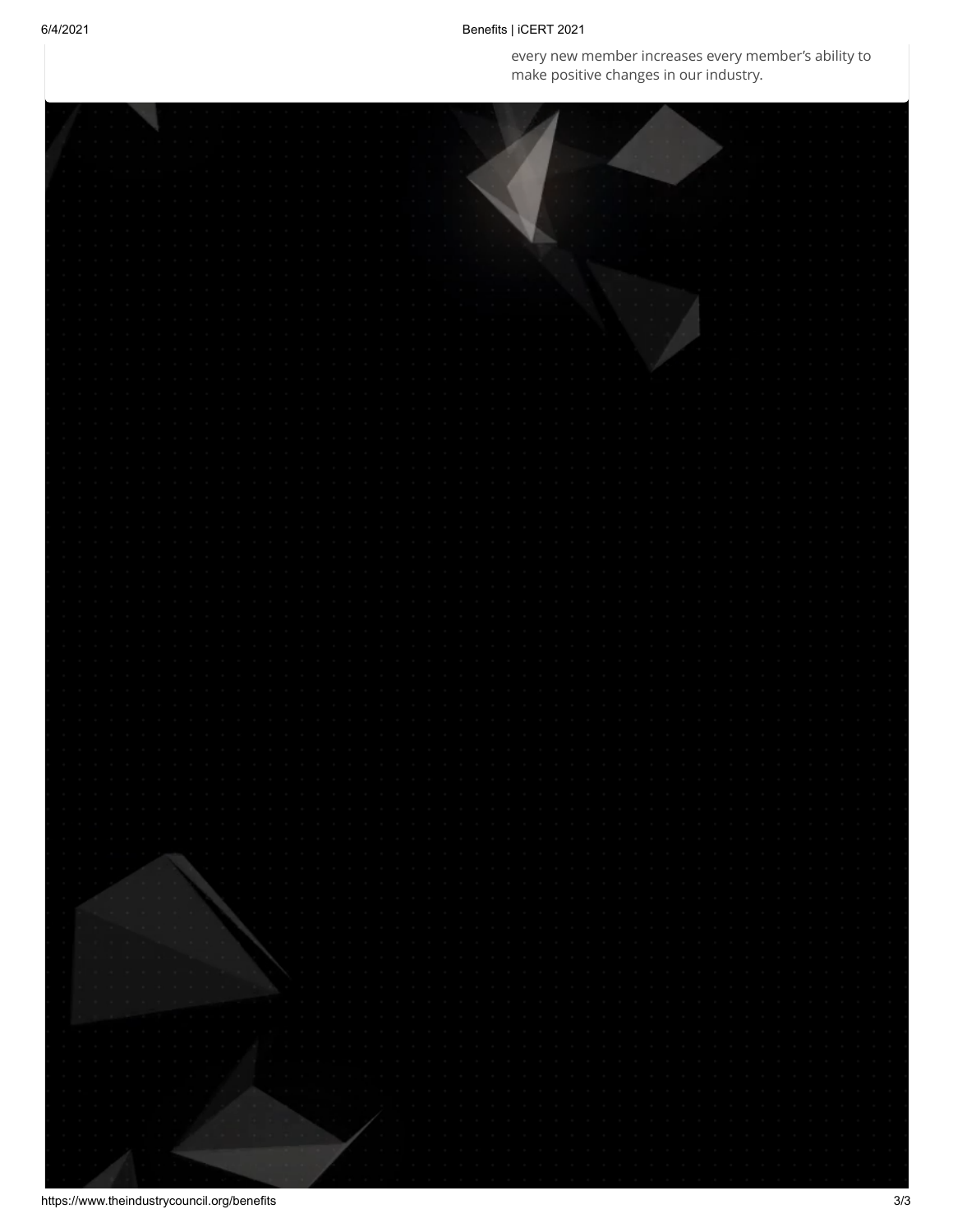every new member increases every member's ability to make positive changes in our industry.